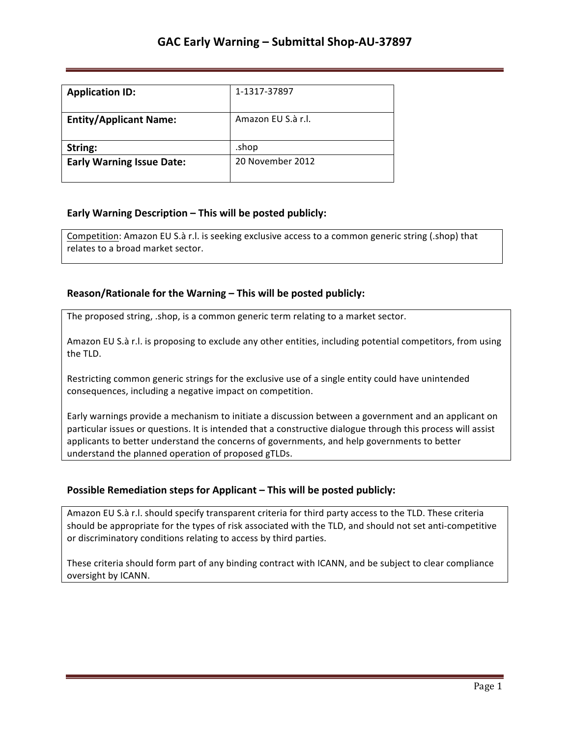# GAC Early Warning – Submittal Shop-AU-37897

| **Application ID:** | 1-1317-37897 |
|---|---|
| **Entity/Applicant Name:** | Amazon EU S.à r.l. |
| **String:** | .shop |
| **Early Warning Issue Date:** | 20 November 2012 |

## Early Warning Description – This will be posted publicly:

Competition: Amazon EU S.à r.l. is seeking exclusive access to a common generic string (.shop) that relates to a broad market sector.

## Reason/Rationale for the Warning – This will be posted publicly:

The proposed string, .shop, is a common generic term relating to a market sector.

Amazon EU S.à r.l. is proposing to exclude any other entities, including potential competitors, from using the TLD.

Restricting common generic strings for the exclusive use of a single entity could have unintended consequences, including a negative impact on competition.

Early warnings provide a mechanism to initiate a discussion between a government and an applicant on particular issues or questions. It is intended that a constructive dialogue through this process will assist applicants to better understand the concerns of governments, and help governments to better understand the planned operation of proposed gTLDs.

## Possible Remediation steps for Applicant – This will be posted publicly:

Amazon EU S.à r.l. should specify transparent criteria for third party access to the TLD. These criteria should be appropriate for the types of risk associated with the TLD, and should not set anti-competitive or discriminatory conditions relating to access by third parties.

These criteria should form part of any binding contract with ICANN, and be subject to clear compliance oversight by ICANN.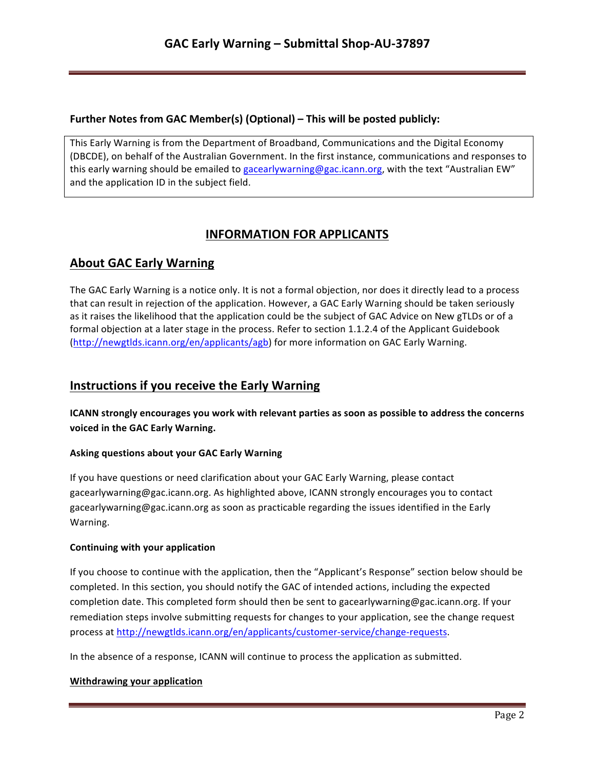**Further Notes from GAC Member(s) (Optional) – This will be posted publicly:**

This Early Warning is from the Department of Broadband, Communications and the Digital Economy (DBCDE), on behalf of the Australian Government. In the first instance, communications and responses to this early warning should be emailed to gacearlywarning@gac.icann.org, with the text "Australian EW" and the application ID in the subject field.

## INFORMATION FOR APPLICANTS

## About GAC Early Warning

The GAC Early Warning is a notice only. It is not a formal objection, nor does it directly lead to a process that can result in rejection of the application. However, a GAC Early Warning should be taken seriously as it raises the likelihood that the application could be the subject of GAC Advice on New gTLDs or of a formal objection at a later stage in the process. Refer to section 1.1.2.4 of the Applicant Guidebook (http://newgtlds.icann.org/en/applicants/agb) for more information on GAC Early Warning.

## Instructions if you receive the Early Warning

**ICANN strongly encourages you work with relevant parties as soon as possible to address the concerns voiced in the GAC Early Warning.**

#### Asking questions about your GAC Early Warning

If you have questions or need clarification about your GAC Early Warning, please contact gacearlywarning@gac.icann.org. As highlighted above, ICANN strongly encourages you to contact gacearlywarning@gac.icann.org as soon as practicable regarding the issues identified in the Early Warning.

#### Continuing with your application

If you choose to continue with the application, then the "Applicant's Response" section below should be completed. In this section, you should notify the GAC of intended actions, including the expected completion date. This completed form should then be sent to gacearlywarning@gac.icann.org. If your remediation steps involve submitting requests for changes to your application, see the change request process at http://newgtlds.icann.org/en/applicants/customer-service/change-requests.

In the absence of a response, ICANN will continue to process the application as submitted.

#### Withdrawing your application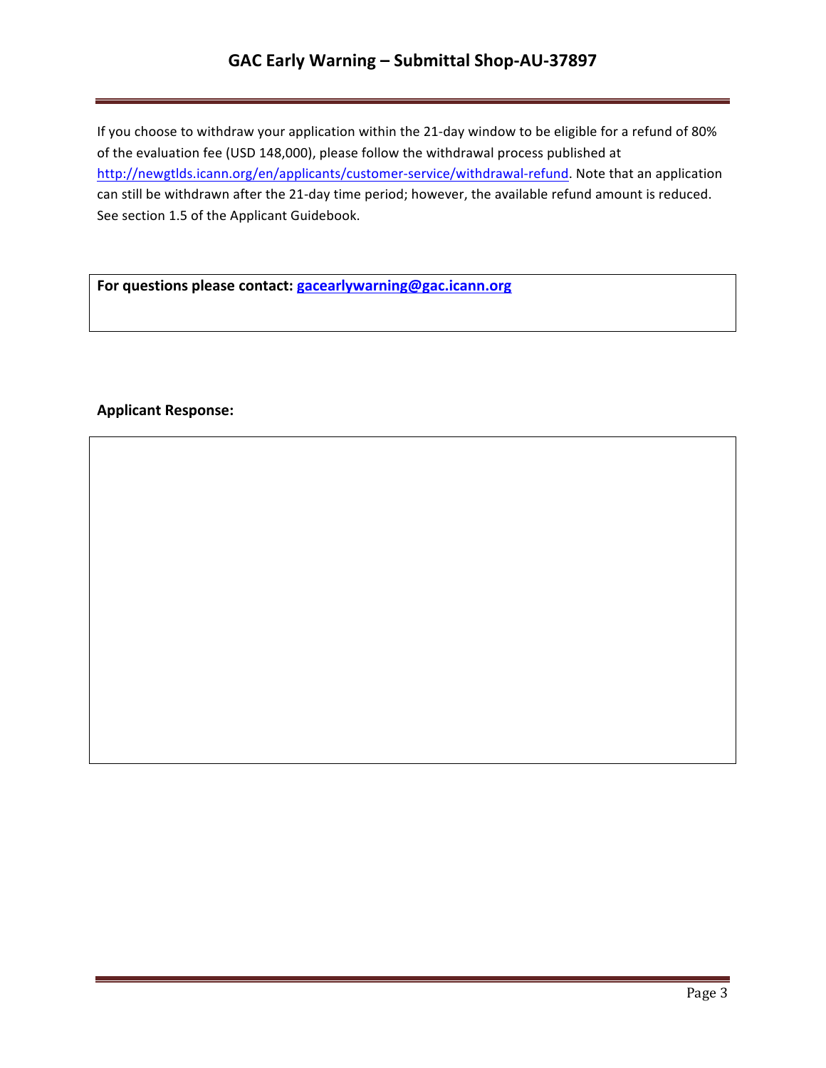If you choose to withdraw your application within the 21-day window to be eligible for a refund of 80% of the evaluation fee (USD 148,000), please follow the withdrawal process published at http://newgtlds.icann.org/en/applicants/customer-service/withdrawal-refund. Note that an application can still be withdrawn after the 21-day time period; however, the available refund amount is reduced. See section 1.5 of the Applicant Guidebook.

**For questions please contact: gacearlywarning@gac.icann.org**

**Applicant Response:**